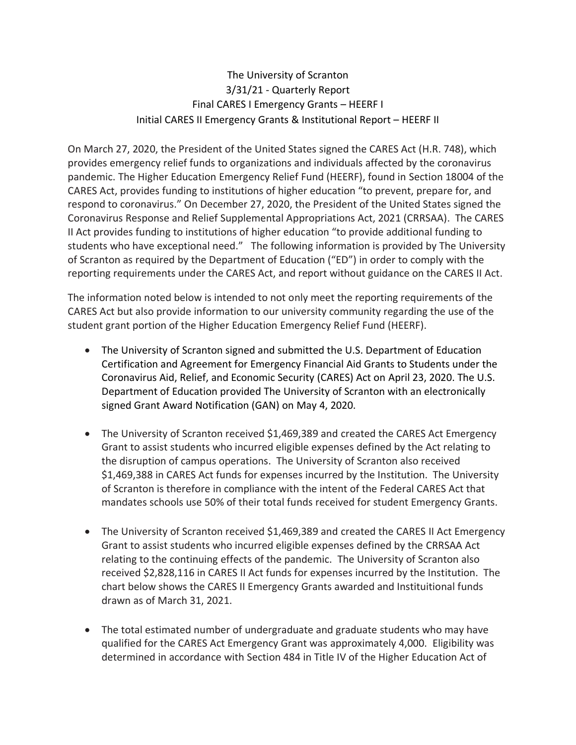# The University of Scranton
## 3/31/21 - Quarterly Report
## Final CARES I Emergency Grants – HEERF I
## Initial CARES II Emergency Grants & Institutional Report – HEERF II

On March 27, 2020, the President of the United States signed the CARES Act (H.R. 748), which provides emergency relief funds to organizations and individuals affected by the coronavirus pandemic. The Higher Education Emergency Relief Fund (HEERF), found in Section 18004 of the CARES Act, provides funding to institutions of higher education "to prevent, prepare for, and respond to coronavirus." On December 27, 2020, the President of the United States signed the Coronavirus Response and Relief Supplemental Appropriations Act, 2021 (CRRSAA). The CARES II Act provides funding to institutions of higher education "to provide additional funding to students who have exceptional need." The following information is provided by The University of Scranton as required by the Department of Education ("ED") in order to comply with the reporting requirements under the CARES Act, and report without guidance on the CARES II Act.

The information noted below is intended to not only meet the reporting requirements of the CARES Act but also provide information to our university community regarding the use of the student grant portion of the Higher Education Emergency Relief Fund (HEERF).

- The University of Scranton signed and submitted the U.S. Department of Education Certification and Agreement for Emergency Financial Aid Grants to Students under the Coronavirus Aid, Relief, and Economic Security (CARES) Act on April 23, 2020. The U.S. Department of Education provided The University of Scranton with an electronically signed Grant Award Notification (GAN) on May 4, 2020.

- The University of Scranton received $1,469,389 and created the CARES Act Emergency Grant to assist students who incurred eligible expenses defined by the Act relating to the disruption of campus operations. The University of Scranton also received $1,469,388 in CARES Act funds for expenses incurred by the Institution. The University of Scranton is therefore in compliance with the intent of the Federal CARES Act that mandates schools use 50% of their total funds received for student Emergency Grants.

- The University of Scranton received $1,469,389 and created the CARES II Act Emergency Grant to assist students who incurred eligible expenses defined by the CRRSAA Act relating to the continuing effects of the pandemic. The University of Scranton also received $2,828,116 in CARES II Act funds for expenses incurred by the Institution. The chart below shows the CARES II Emergency Grants awarded and Instituitional funds drawn as of March 31, 2021.

- The total estimated number of undergraduate and graduate students who may have qualified for the CARES Act Emergency Grant was approximately 4,000. Eligibility was determined in accordance with Section 484 in Title IV of the Higher Education Act of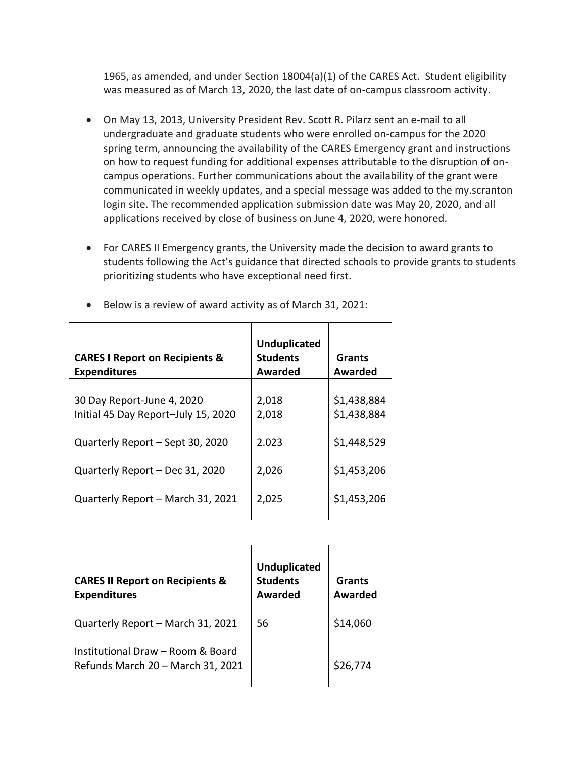1965, as amended, and under Section 18004(a)(1) of the CARES Act. Student eligibility was measured as of March 13, 2020, the last date of on-campus classroom activity.

- On May 13, 2013, University President Rev. Scott R. Pilarz sent an e-mail to all undergraduate and graduate students who were enrolled on-campus for the 2020 spring term, announcing the availability of the CARES Emergency grant and instructions on how to request funding for additional expenses attributable to the disruption of on-campus operations. Further communications about the availability of the grant were communicated in weekly updates, and a special message was added to the my.scranton login site. The recommended application submission date was May 20, 2020, and all applications received by close of business on June 4, 2020, were honored.

- For CARES II Emergency grants, the University made the decision to award grants to students following the Act's guidance that directed schools to provide grants to students prioritizing students who have exceptional need first.

- Below is a review of award activity as of March 31, 2021:

| **CARES I Report on Recipients & Expenditures** | **Unduplicated Students Awarded** | **Grants Awarded** |
|---|---|---|
| 30 Day Report-June 4, 2020 | 2,018 | $1,438,884 |
| Initial 45 Day Report–July 15, 2020 | 2,018 | $1,438,884 |
| Quarterly Report – Sept 30, 2020 | 2.023 | $1,448,529 |
| Quarterly Report – Dec 31, 2020 | 2,026 | $1,453,206 |
| Quarterly Report – March 31, 2021 | 2,025 | $1,453,206 |

| **CARES II Report on Recipients & Expenditures** | **Unduplicated Students Awarded** | **Grants Awarded** |
|---|---|---|
| Quarterly Report – March 31, 2021 | 56 | $14,060 |
| Institutional Draw – Room & Board Refunds March 20 – March 31, 2021 | | $26,774 |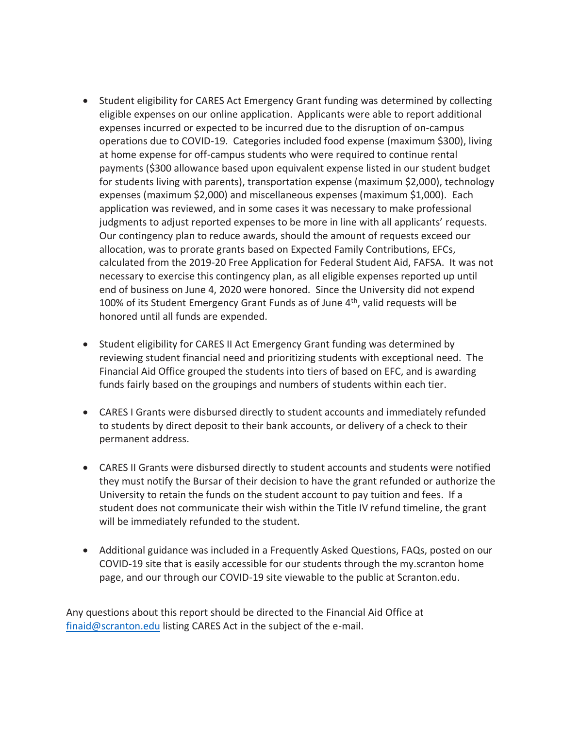- Student eligibility for CARES Act Emergency Grant funding was determined by collecting eligible expenses on our online application. Applicants were able to report additional expenses incurred or expected to be incurred due to the disruption of on-campus operations due to COVID-19. Categories included food expense (maximum $300), living at home expense for off-campus students who were required to continue rental payments ($300 allowance based upon equivalent expense listed in our student budget for students living with parents), transportation expense (maximum $2,000), technology expenses (maximum $2,000) and miscellaneous expenses (maximum $1,000). Each application was reviewed, and in some cases it was necessary to make professional judgments to adjust reported expenses to be more in line with all applicants' requests. Our contingency plan to reduce awards, should the amount of requests exceed our allocation, was to prorate grants based on Expected Family Contributions, EFCs, calculated from the 2019-20 Free Application for Federal Student Aid, FAFSA. It was not necessary to exercise this contingency plan, as all eligible expenses reported up until end of business on June 4, 2020 were honored. Since the University did not expend 100% of its Student Emergency Grant Funds as of June 4th, valid requests will be honored until all funds are expended.

- Student eligibility for CARES II Act Emergency Grant funding was determined by reviewing student financial need and prioritizing students with exceptional need. The Financial Aid Office grouped the students into tiers of based on EFC, and is awarding funds fairly based on the groupings and numbers of students within each tier.

- CARES I Grants were disbursed directly to student accounts and immediately refunded to students by direct deposit to their bank accounts, or delivery of a check to their permanent address.

- CARES II Grants were disbursed directly to student accounts and students were notified they must notify the Bursar of their decision to have the grant refunded or authorize the University to retain the funds on the student account to pay tuition and fees. If a student does not communicate their wish within the Title IV refund timeline, the grant will be immediately refunded to the student.

- Additional guidance was included in a Frequently Asked Questions, FAQs, posted on our COVID-19 site that is easily accessible for our students through the my.scranton home page, and our through our COVID-19 site viewable to the public at Scranton.edu.

Any questions about this report should be directed to the Financial Aid Office at finaid@scranton.edu listing CARES Act in the subject of the e-mail.